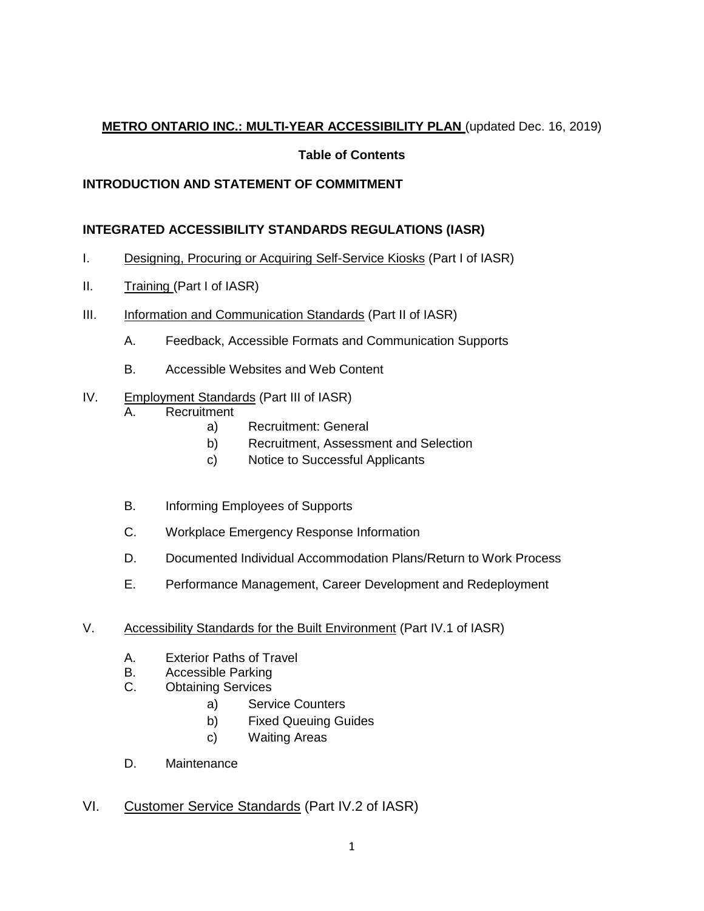# **METRO ONTARIO INC.: MULTI-YEAR ACCESSIBILITY PLAN** (updated Dec. 16, 2019)

## **Table of Contents**

**INTRODUCTION AND STATEMENT OF COMMITMENT**

**INTEGRATED ACCESSIBILITY STANDARDS REGULATIONS (IASR)**

I. Designing, Procuring or Acquiring Self-Service Kiosks (Part I of IASR)

II. Training (Part I of IASR)

III. Information and Communication Standards (Part II of IASR)

- A. Feedback, Accessible Formats and Communication Supports
- B. Accessible Websites and Web Content

IV. Employment Standards (Part III of IASR)

- A. Recruitment
  - a) Recruitment: General
  - b) Recruitment, Assessment and Selection
  - c) Notice to Successful Applicants
- B. Informing Employees of Supports
- C. Workplace Emergency Response Information
- D. Documented Individual Accommodation Plans/Return to Work Process
- E. Performance Management, Career Development and Redeployment

V. Accessibility Standards for the Built Environment (Part IV.1 of IASR)

- A. Exterior Paths of Travel
- B. Accessible Parking
- C. Obtaining Services
  - a) Service Counters
  - b) Fixed Queuing Guides
  - c) Waiting Areas
- D. Maintenance

VI. Customer Service Standards (Part IV.2 of IASR)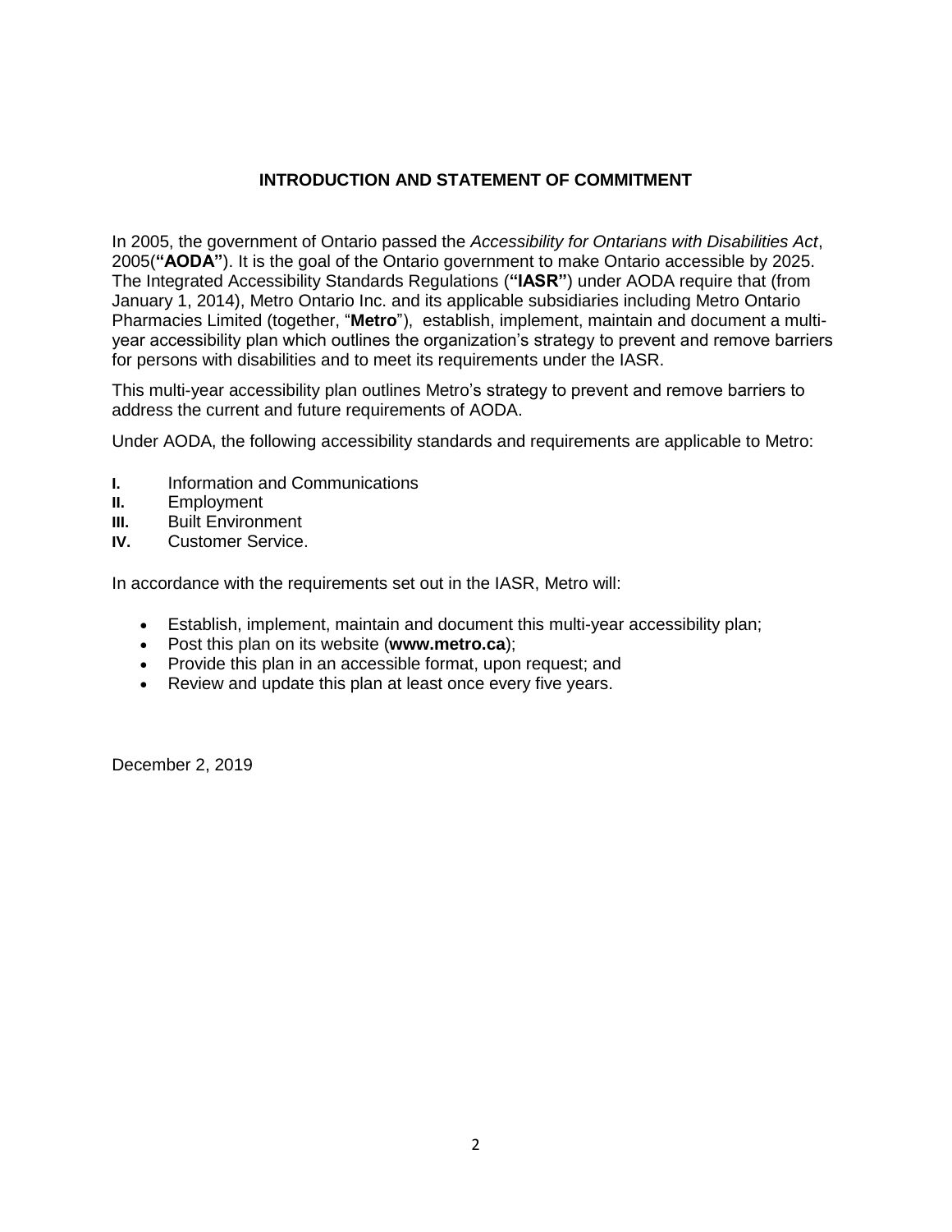## INTRODUCTION AND STATEMENT OF COMMITMENT

In 2005, the government of Ontario passed the *Accessibility for Ontarians with Disabilities Act*, 2005(**"AODA"**). It is the goal of the Ontario government to make Ontario accessible by 2025. The Integrated Accessibility Standards Regulations (**"IASR"**) under AODA require that (from January 1, 2014), Metro Ontario Inc. and its applicable subsidiaries including Metro Ontario Pharmacies Limited (together, "**Metro**"), establish, implement, maintain and document a multi-year accessibility plan which outlines the organization's strategy to prevent and remove barriers for persons with disabilities and to meet its requirements under the IASR.

This multi-year accessibility plan outlines Metro's strategy to prevent and remove barriers to address the current and future requirements of AODA.

Under AODA, the following accessibility standards and requirements are applicable to Metro:

**I.** Information and Communications
**II.** Employment
**III.** Built Environment
**IV.** Customer Service.

In accordance with the requirements set out in the IASR, Metro will:

- Establish, implement, maintain and document this multi-year accessibility plan;
- Post this plan on its website (**www.metro.ca**);
- Provide this plan in an accessible format, upon request; and
- Review and update this plan at least once every five years.

December 2, 2019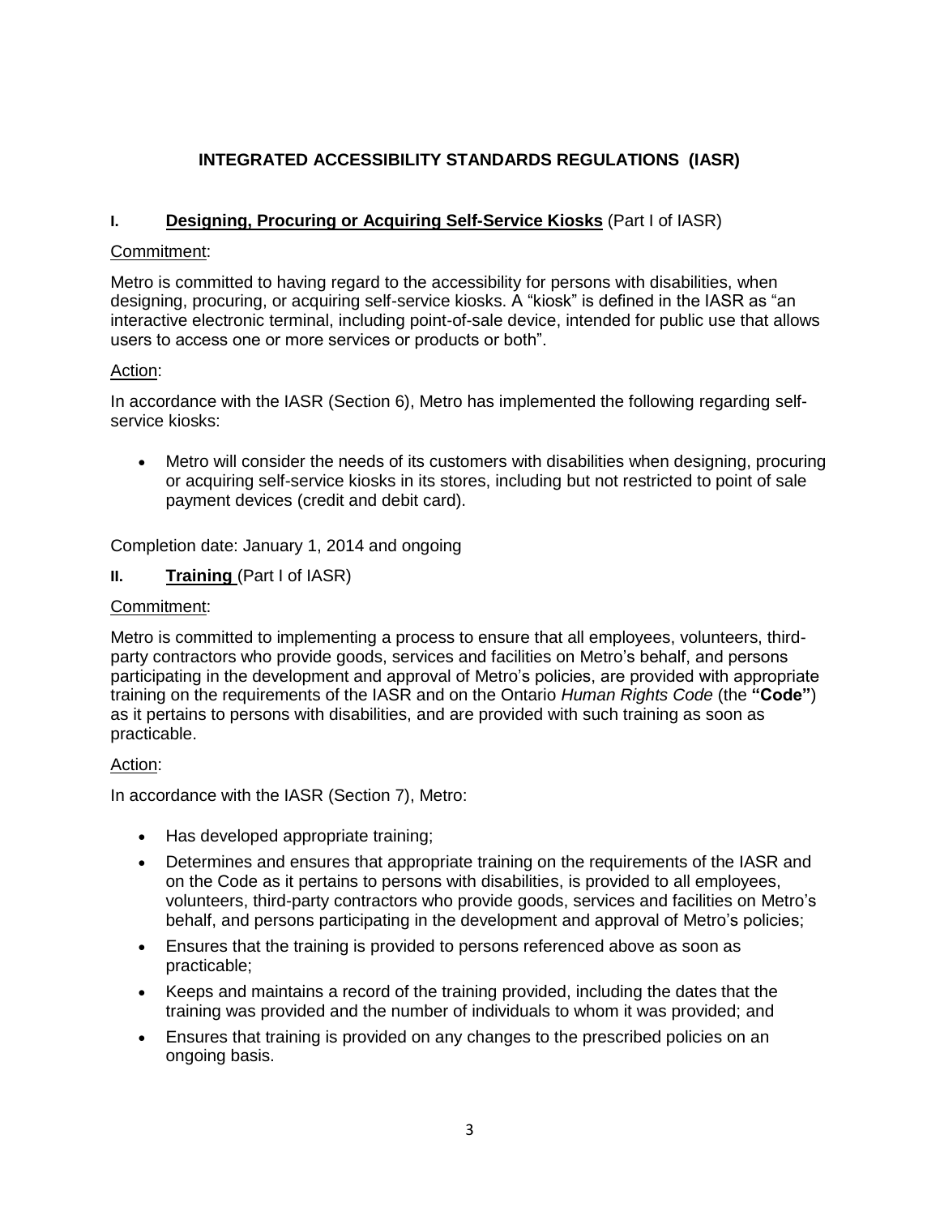## INTEGRATED ACCESSIBILITY STANDARDS REGULATIONS (IASR)

### I. Designing, Procuring or Acquiring Self-Service Kiosks (Part I of IASR)

Commitment:

Metro is committed to having regard to the accessibility for persons with disabilities, when designing, procuring, or acquiring self-service kiosks. A "kiosk" is defined in the IASR as "an interactive electronic terminal, including point-of-sale device, intended for public use that allows users to access one or more services or products or both".

Action:

In accordance with the IASR (Section 6), Metro has implemented the following regarding self-service kiosks:

- Metro will consider the needs of its customers with disabilities when designing, procuring or acquiring self-service kiosks in its stores, including but not restricted to point of sale payment devices (credit and debit card).

Completion date: January 1, 2014 and ongoing

### II. Training (Part I of IASR)

Commitment:

Metro is committed to implementing a process to ensure that all employees, volunteers, third-party contractors who provide goods, services and facilities on Metro's behalf, and persons participating in the development and approval of Metro's policies, are provided with appropriate training on the requirements of the IASR and on the Ontario *Human Rights Code* (the **"Code"**) as it pertains to persons with disabilities, and are provided with such training as soon as practicable.

Action:

In accordance with the IASR (Section 7), Metro:

- Has developed appropriate training;
- Determines and ensures that appropriate training on the requirements of the IASR and on the Code as it pertains to persons with disabilities, is provided to all employees, volunteers, third-party contractors who provide goods, services and facilities on Metro's behalf, and persons participating in the development and approval of Metro's policies;
- Ensures that the training is provided to persons referenced above as soon as practicable;
- Keeps and maintains a record of the training provided, including the dates that the training was provided and the number of individuals to whom it was provided; and
- Ensures that training is provided on any changes to the prescribed policies on an ongoing basis.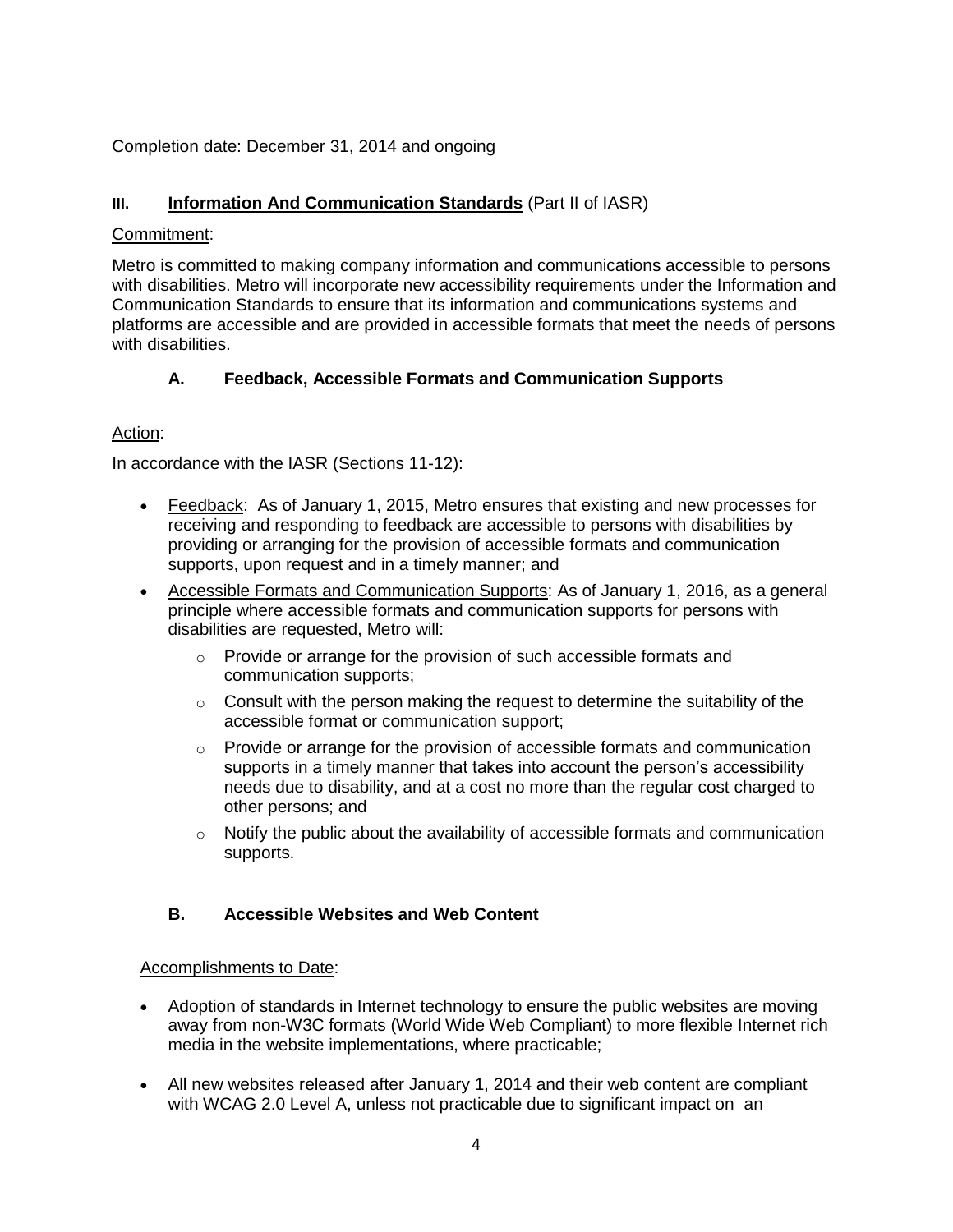Completion date: December 31, 2014 and ongoing

## III. Information And Communication Standards (Part II of IASR)

Commitment:

Metro is committed to making company information and communications accessible to persons with disabilities. Metro will incorporate new accessibility requirements under the Information and Communication Standards to ensure that its information and communications systems and platforms are accessible and are provided in accessible formats that meet the needs of persons with disabilities.

### A. Feedback, Accessible Formats and Communication Supports

Action:

In accordance with the IASR (Sections 11-12):

- Feedback: As of January 1, 2015, Metro ensures that existing and new processes for receiving and responding to feedback are accessible to persons with disabilities by providing or arranging for the provision of accessible formats and communication supports, upon request and in a timely manner; and
- Accessible Formats and Communication Supports: As of January 1, 2016, as a general principle where accessible formats and communication supports for persons with disabilities are requested, Metro will:
  - Provide or arrange for the provision of such accessible formats and communication supports;
  - Consult with the person making the request to determine the suitability of the accessible format or communication support;
  - Provide or arrange for the provision of accessible formats and communication supports in a timely manner that takes into account the person's accessibility needs due to disability, and at a cost no more than the regular cost charged to other persons; and
  - Notify the public about the availability of accessible formats and communication supports.

### B. Accessible Websites and Web Content

Accomplishments to Date:

- Adoption of standards in Internet technology to ensure the public websites are moving away from non-W3C formats (World Wide Web Compliant) to more flexible Internet rich media in the website implementations, where practicable;
- All new websites released after January 1, 2014 and their web content are compliant with WCAG 2.0 Level A, unless not practicable due to significant impact on an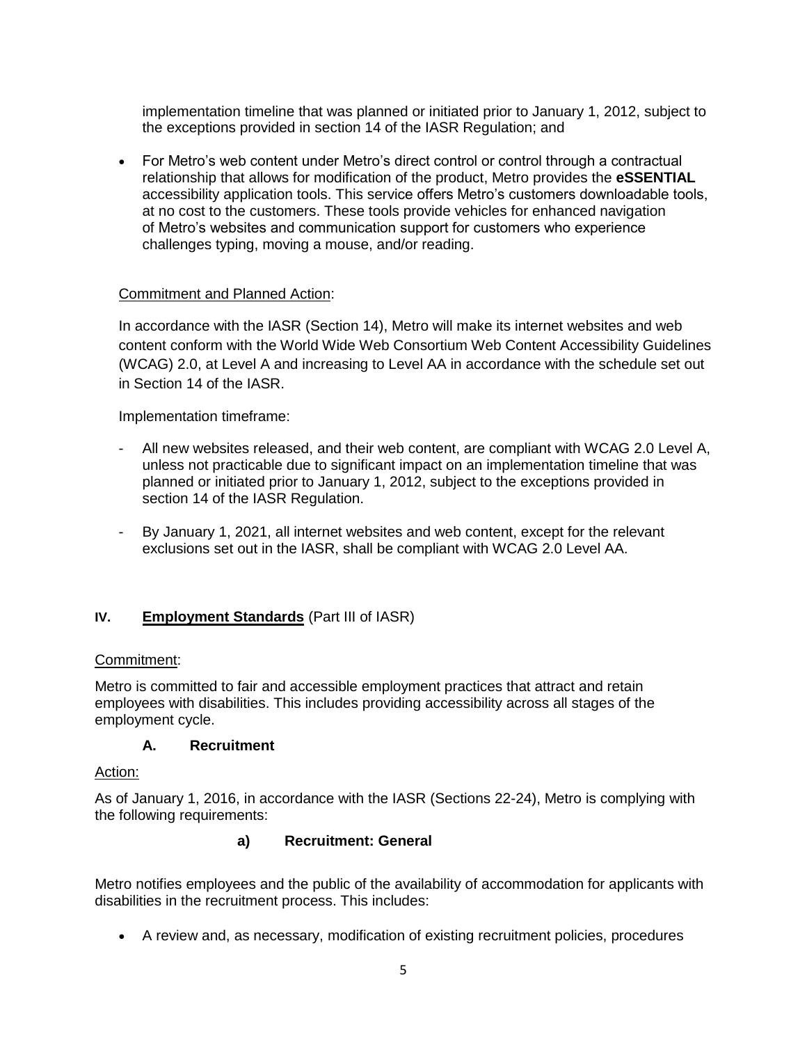implementation timeline that was planned or initiated prior to January 1, 2012, subject to the exceptions provided in section 14 of the IASR Regulation; and

- For Metro's web content under Metro's direct control or control through a contractual relationship that allows for modification of the product, Metro provides the **eSSENTIAL** accessibility application tools. This service offers Metro's customers downloadable tools, at no cost to the customers. These tools provide vehicles for enhanced navigation of Metro's websites and communication support for customers who experience challenges typing, moving a mouse, and/or reading.

Commitment and Planned Action:

In accordance with the IASR (Section 14), Metro will make its internet websites and web content conform with the World Wide Web Consortium Web Content Accessibility Guidelines (WCAG) 2.0, at Level A and increasing to Level AA in accordance with the schedule set out in Section 14 of the IASR.

Implementation timeframe:

- All new websites released, and their web content, are compliant with WCAG 2.0 Level A, unless not practicable due to significant impact on an implementation timeline that was planned or initiated prior to January 1, 2012, subject to the exceptions provided in section 14 of the IASR Regulation.
- By January 1, 2021, all internet websites and web content, except for the relevant exclusions set out in the IASR, shall be compliant with WCAG 2.0 Level AA.

## IV. **Employment Standards** (Part III of IASR)

Commitment:

Metro is committed to fair and accessible employment practices that attract and retain employees with disabilities. This includes providing accessibility across all stages of the employment cycle.

### A. Recruitment

Action:

As of January 1, 2016, in accordance with the IASR (Sections 22-24), Metro is complying with the following requirements:

#### a) Recruitment: General

Metro notifies employees and the public of the availability of accommodation for applicants with disabilities in the recruitment process. This includes:

- A review and, as necessary, modification of existing recruitment policies, procedures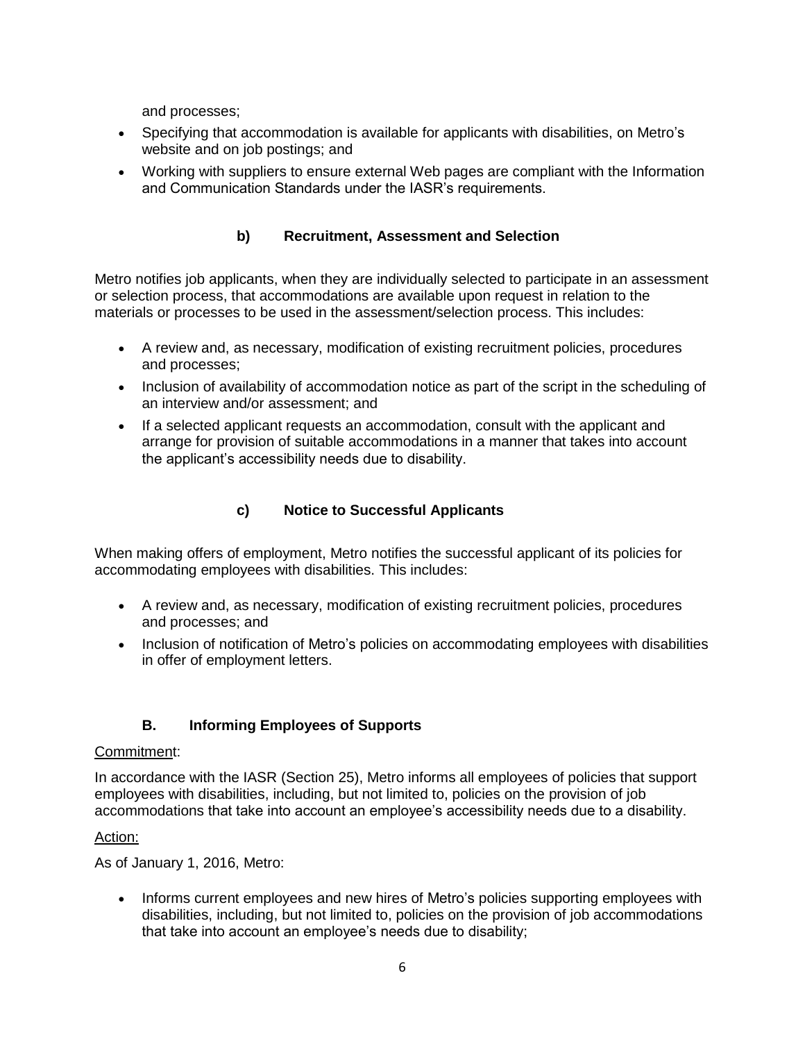and processes;

- Specifying that accommodation is available for applicants with disabilities, on Metro's website and on job postings; and
- Working with suppliers to ensure external Web pages are compliant with the Information and Communication Standards under the IASR's requirements.

### b) Recruitment, Assessment and Selection

Metro notifies job applicants, when they are individually selected to participate in an assessment or selection process, that accommodations are available upon request in relation to the materials or processes to be used in the assessment/selection process. This includes:

- A review and, as necessary, modification of existing recruitment policies, procedures and processes;
- Inclusion of availability of accommodation notice as part of the script in the scheduling of an interview and/or assessment; and
- If a selected applicant requests an accommodation, consult with the applicant and arrange for provision of suitable accommodations in a manner that takes into account the applicant's accessibility needs due to disability.

### c) Notice to Successful Applicants

When making offers of employment, Metro notifies the successful applicant of its policies for accommodating employees with disabilities. This includes:

- A review and, as necessary, modification of existing recruitment policies, procedures and processes; and
- Inclusion of notification of Metro's policies on accommodating employees with disabilities in offer of employment letters.

## B. Informing Employees of Supports

Commitment:

In accordance with the IASR (Section 25), Metro informs all employees of policies that support employees with disabilities, including, but not limited to, policies on the provision of job accommodations that take into account an employee's accessibility needs due to a disability.

Action:

As of January 1, 2016, Metro:

- Informs current employees and new hires of Metro's policies supporting employees with disabilities, including, but not limited to, policies on the provision of job accommodations that take into account an employee's needs due to disability;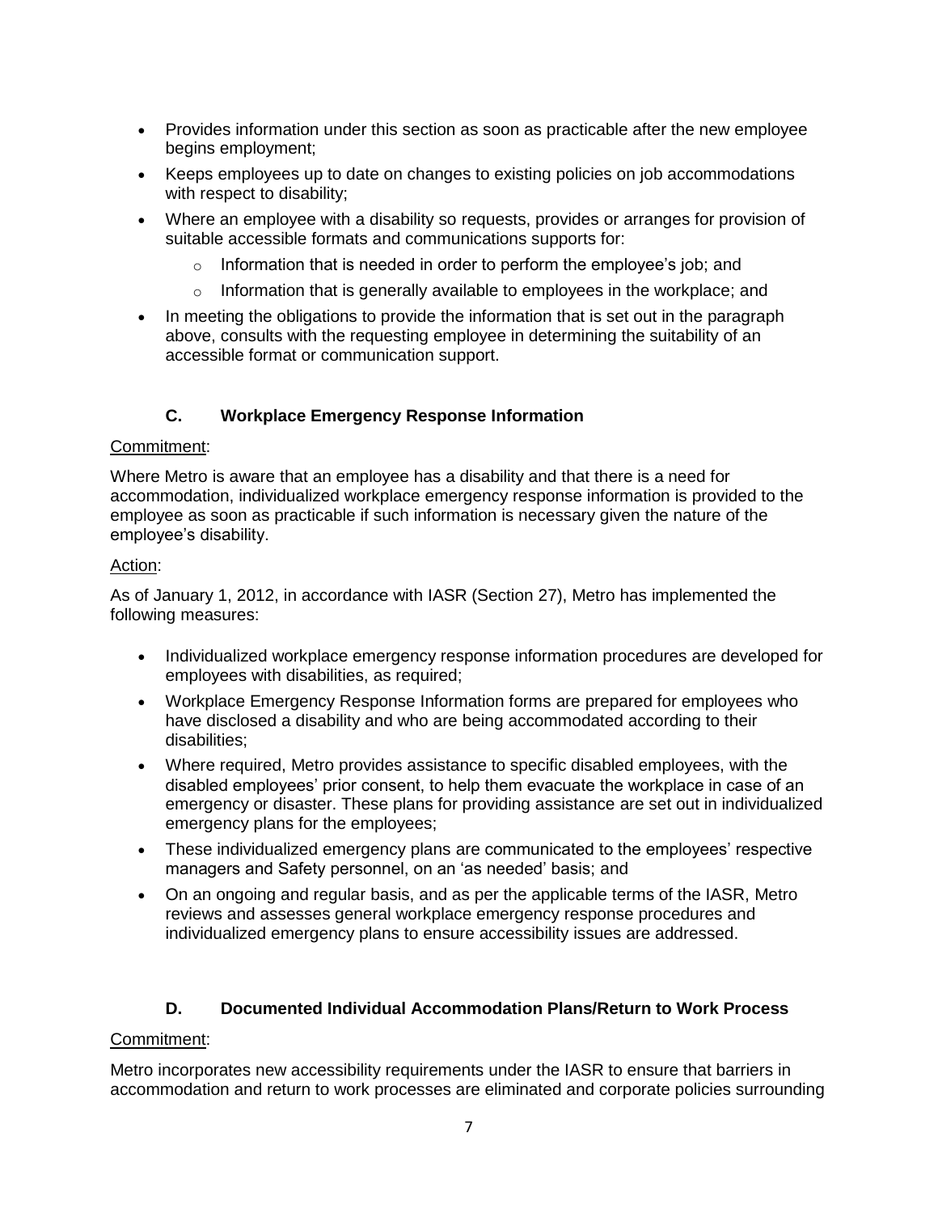- Provides information under this section as soon as practicable after the new employee begins employment;
- Keeps employees up to date on changes to existing policies on job accommodations with respect to disability;
- Where an employee with a disability so requests, provides or arranges for provision of suitable accessible formats and communications supports for:
  - Information that is needed in order to perform the employee's job; and
  - Information that is generally available to employees in the workplace; and
- In meeting the obligations to provide the information that is set out in the paragraph above, consults with the requesting employee in determining the suitability of an accessible format or communication support.

### C. Workplace Emergency Response Information

Commitment:

Where Metro is aware that an employee has a disability and that there is a need for accommodation, individualized workplace emergency response information is provided to the employee as soon as practicable if such information is necessary given the nature of the employee's disability.

Action:

As of January 1, 2012, in accordance with IASR (Section 27), Metro has implemented the following measures:

- Individualized workplace emergency response information procedures are developed for employees with disabilities, as required;
- Workplace Emergency Response Information forms are prepared for employees who have disclosed a disability and who are being accommodated according to their disabilities;
- Where required, Metro provides assistance to specific disabled employees, with the disabled employees' prior consent, to help them evacuate the workplace in case of an emergency or disaster. These plans for providing assistance are set out in individualized emergency plans for the employees;
- These individualized emergency plans are communicated to the employees' respective managers and Safety personnel, on an 'as needed' basis; and
- On an ongoing and regular basis, and as per the applicable terms of the IASR, Metro reviews and assesses general workplace emergency response procedures and individualized emergency plans to ensure accessibility issues are addressed.

### D. Documented Individual Accommodation Plans/Return to Work Process

Commitment:

Metro incorporates new accessibility requirements under the IASR to ensure that barriers in accommodation and return to work processes are eliminated and corporate policies surrounding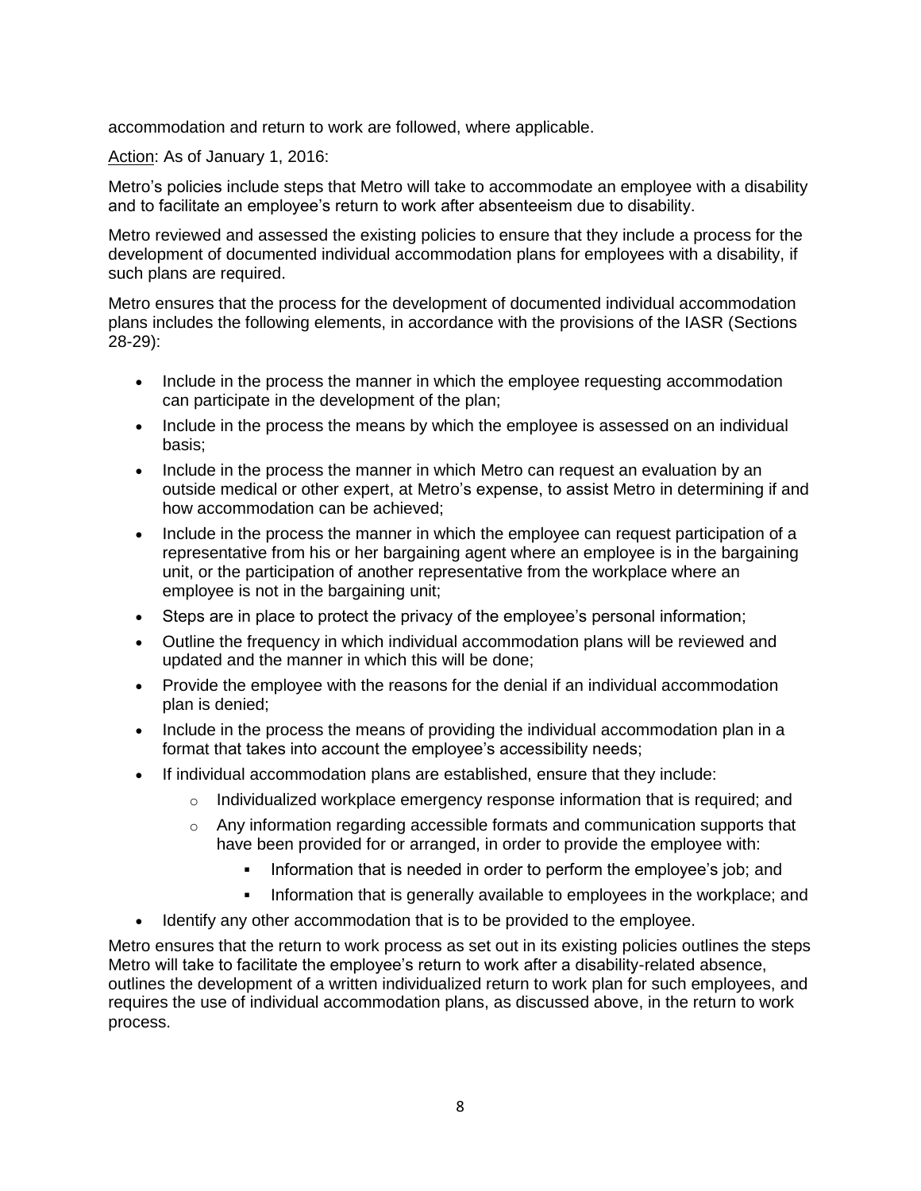accommodation and return to work are followed, where applicable.

Action: As of January 1, 2016:

Metro's policies include steps that Metro will take to accommodate an employee with a disability and to facilitate an employee's return to work after absenteeism due to disability.

Metro reviewed and assessed the existing policies to ensure that they include a process for the development of documented individual accommodation plans for employees with a disability, if such plans are required.

Metro ensures that the process for the development of documented individual accommodation plans includes the following elements, in accordance with the provisions of the IASR (Sections 28-29):

- Include in the process the manner in which the employee requesting accommodation can participate in the development of the plan;
- Include in the process the means by which the employee is assessed on an individual basis;
- Include in the process the manner in which Metro can request an evaluation by an outside medical or other expert, at Metro's expense, to assist Metro in determining if and how accommodation can be achieved;
- Include in the process the manner in which the employee can request participation of a representative from his or her bargaining agent where an employee is in the bargaining unit, or the participation of another representative from the workplace where an employee is not in the bargaining unit;
- Steps are in place to protect the privacy of the employee's personal information;
- Outline the frequency in which individual accommodation plans will be reviewed and updated and the manner in which this will be done;
- Provide the employee with the reasons for the denial if an individual accommodation plan is denied;
- Include in the process the means of providing the individual accommodation plan in a format that takes into account the employee's accessibility needs;
- If individual accommodation plans are established, ensure that they include:
  - Individualized workplace emergency response information that is required; and
  - Any information regarding accessible formats and communication supports that have been provided for or arranged, in order to provide the employee with:
    - Information that is needed in order to perform the employee's job; and
    - Information that is generally available to employees in the workplace; and
- Identify any other accommodation that is to be provided to the employee.

Metro ensures that the return to work process as set out in its existing policies outlines the steps Metro will take to facilitate the employee's return to work after a disability-related absence, outlines the development of a written individualized return to work plan for such employees, and requires the use of individual accommodation plans, as discussed above, in the return to work process.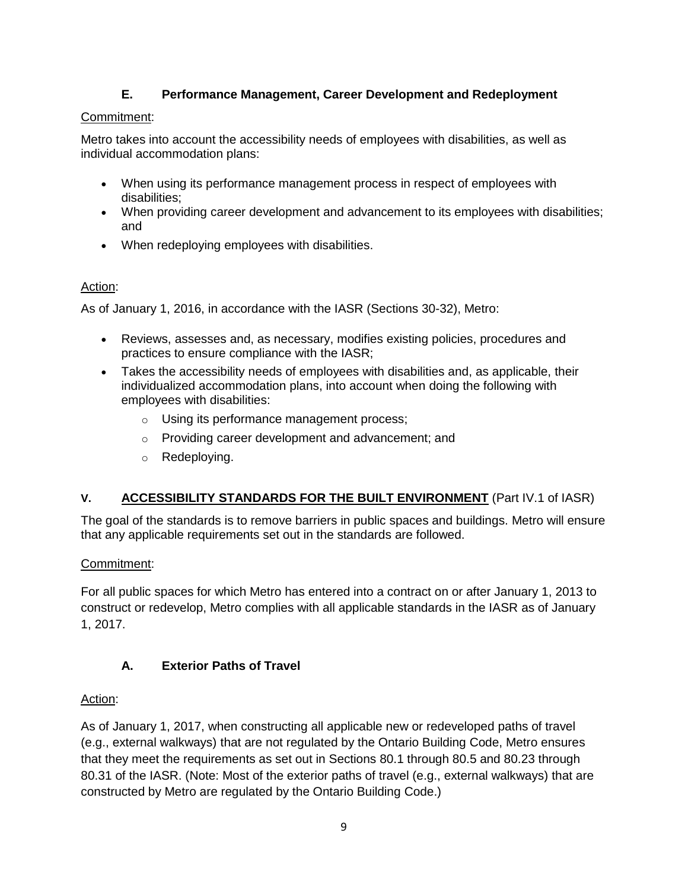### E. Performance Management, Career Development and Redeployment

<u>Commitment</u>:

Metro takes into account the accessibility needs of employees with disabilities, as well as individual accommodation plans:

- When using its performance management process in respect of employees with disabilities;
- When providing career development and advancement to its employees with disabilities; and
- When redeploying employees with disabilities.

<u>Action</u>:

As of January 1, 2016, in accordance with the IASR (Sections 30-32), Metro:

- Reviews, assesses and, as necessary, modifies existing policies, procedures and practices to ensure compliance with the IASR;
- Takes the accessibility needs of employees with disabilities and, as applicable, their individualized accommodation plans, into account when doing the following with employees with disabilities:
  - Using its performance management process;
  - Providing career development and advancement; and
  - Redeploying.

## V. ACCESSIBILITY STANDARDS FOR THE BUILT ENVIRONMENT (Part IV.1 of IASR)

The goal of the standards is to remove barriers in public spaces and buildings. Metro will ensure that any applicable requirements set out in the standards are followed.

<u>Commitment</u>:

For all public spaces for which Metro has entered into a contract on or after January 1, 2013 to construct or redevelop, Metro complies with all applicable standards in the IASR as of January 1, 2017.

### A. Exterior Paths of Travel

<u>Action</u>:

As of January 1, 2017, when constructing all applicable new or redeveloped paths of travel (e.g., external walkways) that are not regulated by the Ontario Building Code, Metro ensures that they meet the requirements as set out in Sections 80.1 through 80.5 and 80.23 through 80.31 of the IASR. (Note: Most of the exterior paths of travel (e.g., external walkways) that are constructed by Metro are regulated by the Ontario Building Code.)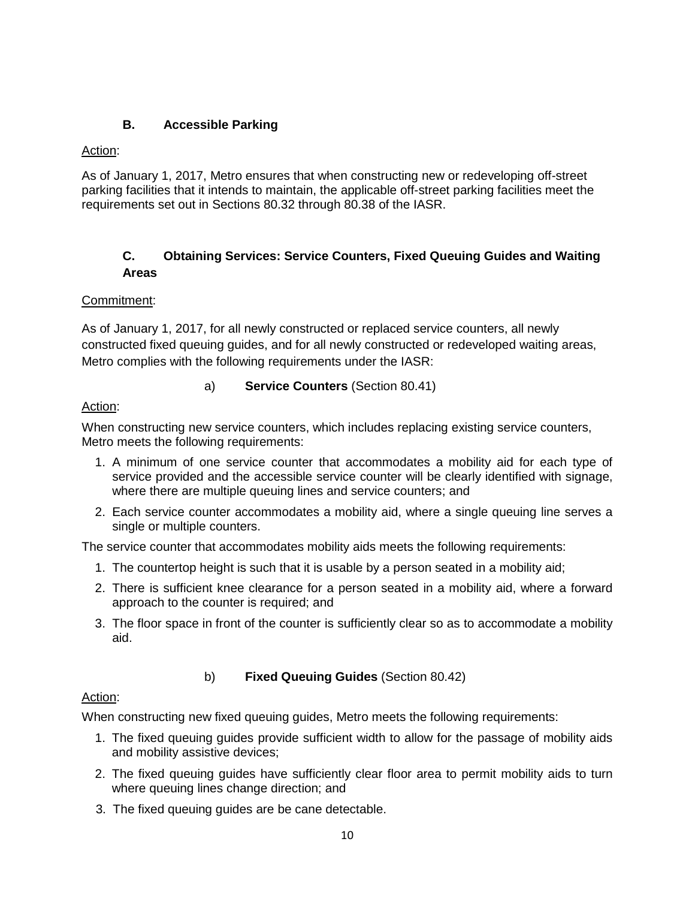### B. Accessible Parking

Action:

As of January 1, 2017, Metro ensures that when constructing new or redeveloping off-street parking facilities that it intends to maintain, the applicable off-street parking facilities meet the requirements set out in Sections 80.32 through 80.38 of the IASR.

### C. Obtaining Services: Service Counters, Fixed Queuing Guides and Waiting Areas

Commitment:

As of January 1, 2017, for all newly constructed or replaced service counters, all newly constructed fixed queuing guides, and for all newly constructed or redeveloped waiting areas, Metro complies with the following requirements under the IASR:

#### a) **Service Counters** (Section 80.41)

Action:

When constructing new service counters, which includes replacing existing service counters, Metro meets the following requirements:

1. A minimum of one service counter that accommodates a mobility aid for each type of service provided and the accessible service counter will be clearly identified with signage, where there are multiple queuing lines and service counters; and
2. Each service counter accommodates a mobility aid, where a single queuing line serves a single or multiple counters.

The service counter that accommodates mobility aids meets the following requirements:

1. The countertop height is such that it is usable by a person seated in a mobility aid;
2. There is sufficient knee clearance for a person seated in a mobility aid, where a forward approach to the counter is required; and
3. The floor space in front of the counter is sufficiently clear so as to accommodate a mobility aid.

#### b) **Fixed Queuing Guides** (Section 80.42)

Action:

When constructing new fixed queuing guides, Metro meets the following requirements:

1. The fixed queuing guides provide sufficient width to allow for the passage of mobility aids and mobility assistive devices;
2. The fixed queuing guides have sufficiently clear floor area to permit mobility aids to turn where queuing lines change direction; and
3. The fixed queuing guides are be cane detectable.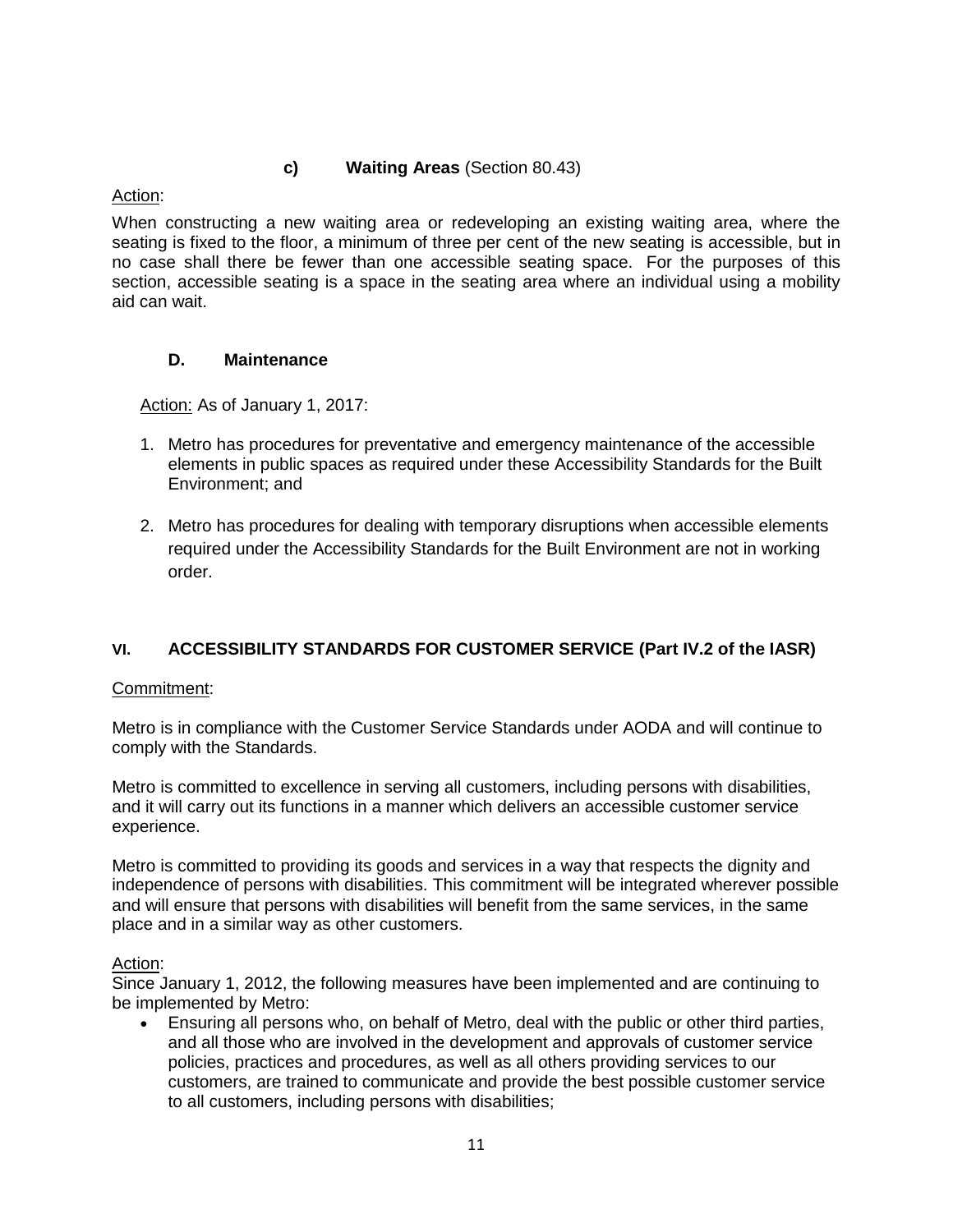#### c) **Waiting Areas** (Section 80.43)

Action:

When constructing a new waiting area or redeveloping an existing waiting area, where the seating is fixed to the floor, a minimum of three per cent of the new seating is accessible, but in no case shall there be fewer than one accessible seating space. For the purposes of this section, accessible seating is a space in the seating area where an individual using a mobility aid can wait.

### D. Maintenance

Action: As of January 1, 2017:

1. Metro has procedures for preventative and emergency maintenance of the accessible elements in public spaces as required under these Accessibility Standards for the Built Environment; and
2. Metro has procedures for dealing with temporary disruptions when accessible elements required under the Accessibility Standards for the Built Environment are not in working order.

## VI. ACCESSIBILITY STANDARDS FOR CUSTOMER SERVICE (Part IV.2 of the IASR)

Commitment:

Metro is in compliance with the Customer Service Standards under AODA and will continue to comply with the Standards.

Metro is committed to excellence in serving all customers, including persons with disabilities, and it will carry out its functions in a manner which delivers an accessible customer service experience.

Metro is committed to providing its goods and services in a way that respects the dignity and independence of persons with disabilities. This commitment will be integrated wherever possible and will ensure that persons with disabilities will benefit from the same services, in the same place and in a similar way as other customers.

Action:

Since January 1, 2012, the following measures have been implemented and are continuing to be implemented by Metro:

- Ensuring all persons who, on behalf of Metro, deal with the public or other third parties, and all those who are involved in the development and approvals of customer service policies, practices and procedures, as well as all others providing services to our customers, are trained to communicate and provide the best possible customer service to all customers, including persons with disabilities;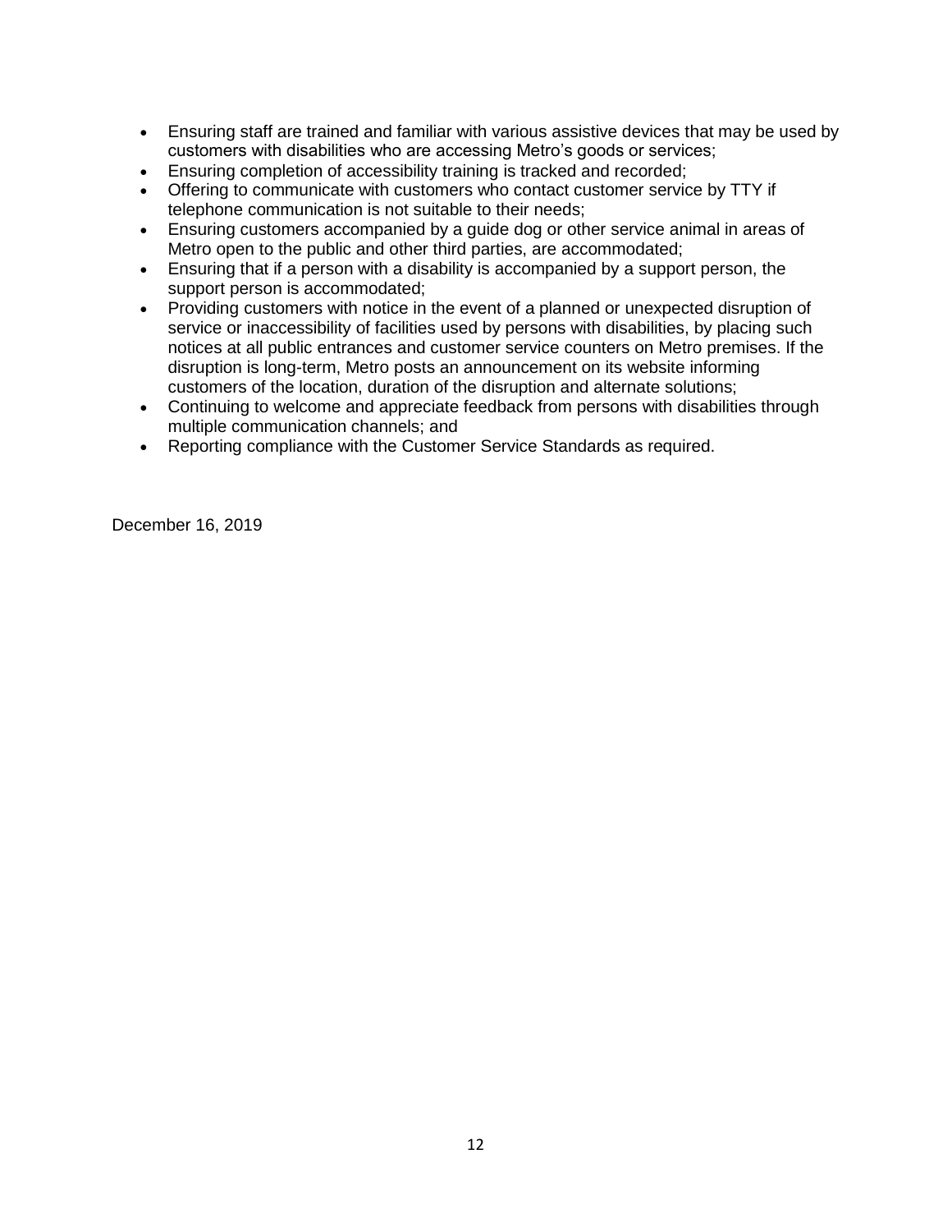- Ensuring staff are trained and familiar with various assistive devices that may be used by customers with disabilities who are accessing Metro's goods or services;
- Ensuring completion of accessibility training is tracked and recorded;
- Offering to communicate with customers who contact customer service by TTY if telephone communication is not suitable to their needs;
- Ensuring customers accompanied by a guide dog or other service animal in areas of Metro open to the public and other third parties, are accommodated;
- Ensuring that if a person with a disability is accompanied by a support person, the support person is accommodated;
- Providing customers with notice in the event of a planned or unexpected disruption of service or inaccessibility of facilities used by persons with disabilities, by placing such notices at all public entrances and customer service counters on Metro premises. If the disruption is long-term, Metro posts an announcement on its website informing customers of the location, duration of the disruption and alternate solutions;
- Continuing to welcome and appreciate feedback from persons with disabilities through multiple communication channels; and
- Reporting compliance with the Customer Service Standards as required.

December 16, 2019